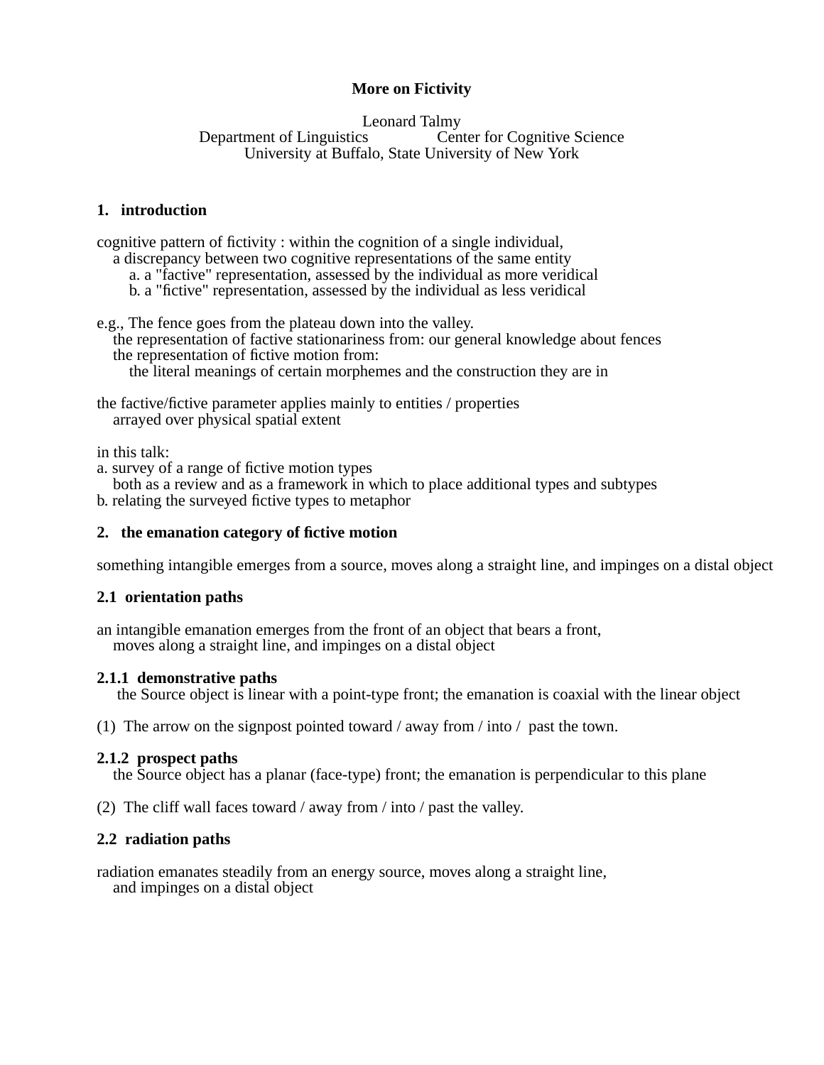# More on Fictivity

Leonard Talmy
Department of Linguistics    Center for Cognitive Science
University at Buffalo, State University of New York

## 1. introduction

cognitive pattern of fictivity : within the cognition of a single individual,
a discrepancy between two cognitive representations of the same entity
a. a "factive" representation, assessed by the individual as more veridical
b. a "fictive" representation, assessed by the individual as less veridical

e.g., The fence goes from the plateau down into the valley.
the representation of factive stationariness from: our general knowledge about fences
the representation of fictive motion from:
the literal meanings of certain morphemes and the construction they are in

the factive/fictive parameter applies mainly to entities / properties
arrayed over physical spatial extent

in this talk:
a. survey of a range of fictive motion types
both as a review and as a framework in which to place additional types and subtypes
b. relating the surveyed fictive types to metaphor

## 2. the emanation category of fictive motion

something intangible emerges from a source, moves along a straight line, and impinges on a distal object

### 2.1 orientation paths

an intangible emanation emerges from the front of an object that bears a front,
moves along a straight line, and impinges on a distal object

#### 2.1.1 demonstrative paths

the Source object is linear with a point-type front; the emanation is coaxial with the linear object

(1) The arrow on the signpost pointed toward / away from / into / past the town.

#### 2.1.2 prospect paths

the Source object has a planar (face-type) front; the emanation is perpendicular to this plane

(2) The cliff wall faces toward / away from / into / past the valley.

### 2.2 radiation paths

radiation emanates steadily from an energy source, moves along a straight line,
and impinges on a distal object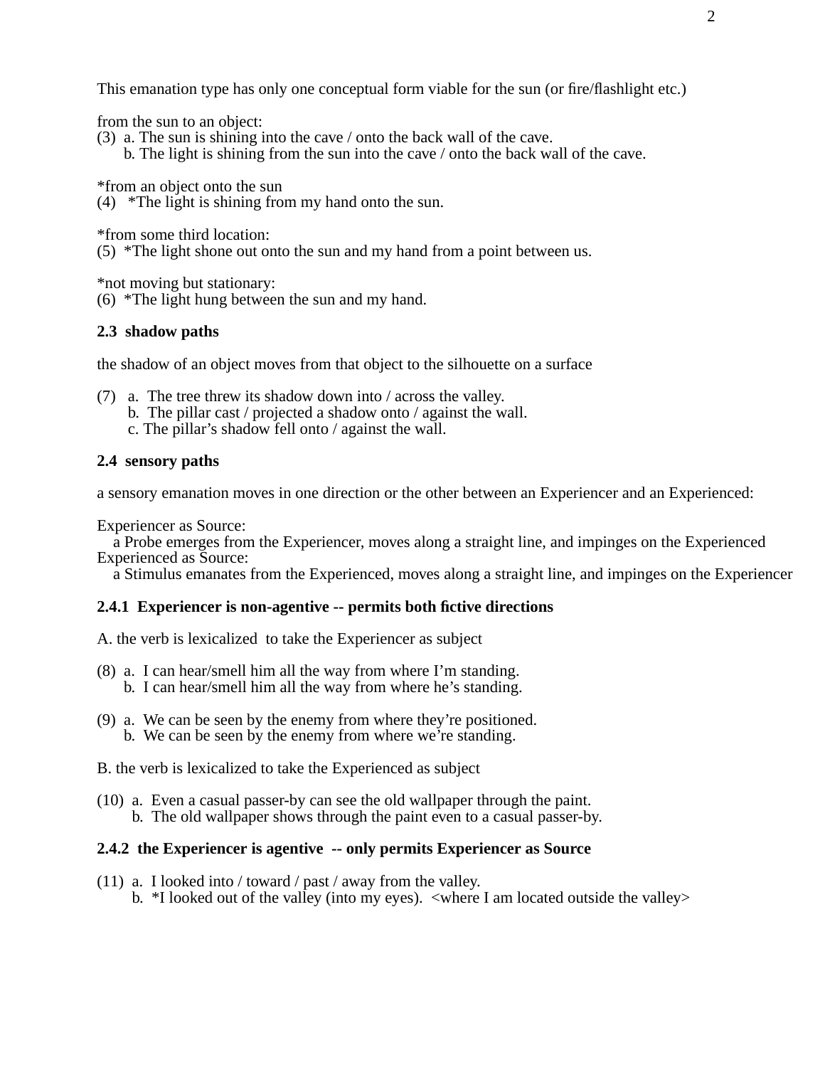This emanation type has only one conceptual form viable for the sun (or fire/flashlight etc.)

from the sun to an object:
(3) a. The sun is shining into the cave / onto the back wall of the cave.
  b. The light is shining from the sun into the cave / onto the back wall of the cave.

*from an object onto the sun
(4) *The light is shining from my hand onto the sun.

*from some third location:
(5) *The light shone out onto the sun and my hand from a point between us.

*not moving but stationary:
(6) *The light hung between the sun and my hand.

### 2.3 shadow paths

the shadow of an object moves from that object to the silhouette on a surface

(7) a. The tree threw its shadow down into / across the valley.
  b. The pillar cast / projected a shadow onto / against the wall.
  c. The pillar's shadow fell onto / against the wall.

### 2.4 sensory paths

a sensory emanation moves in one direction or the other between an Experiencer and an Experienced:

Experiencer as Source:
  a Probe emerges from the Experiencer, moves along a straight line, and impinges on the Experienced
Experienced as Source:
  a Stimulus emanates from the Experienced, moves along a straight line, and impinges on the Experiencer

#### 2.4.1 Experiencer is non-agentive -- permits both fictive directions

A. the verb is lexicalized to take the Experiencer as subject

(8) a. I can hear/smell him all the way from where I'm standing.
  b. I can hear/smell him all the way from where he's standing.

(9) a. We can be seen by the enemy from where they're positioned.
  b. We can be seen by the enemy from where we're standing.

B. the verb is lexicalized to take the Experienced as subject

(10) a. Even a casual passer-by can see the old wallpaper through the paint.
  b. The old wallpaper shows through the paint even to a casual passer-by.

#### 2.4.2 the Experiencer is agentive -- only permits Experiencer as Source

(11) a. I looked into / toward / past / away from the valley.
  b. *I looked out of the valley (into my eyes). <where I am located outside the valley>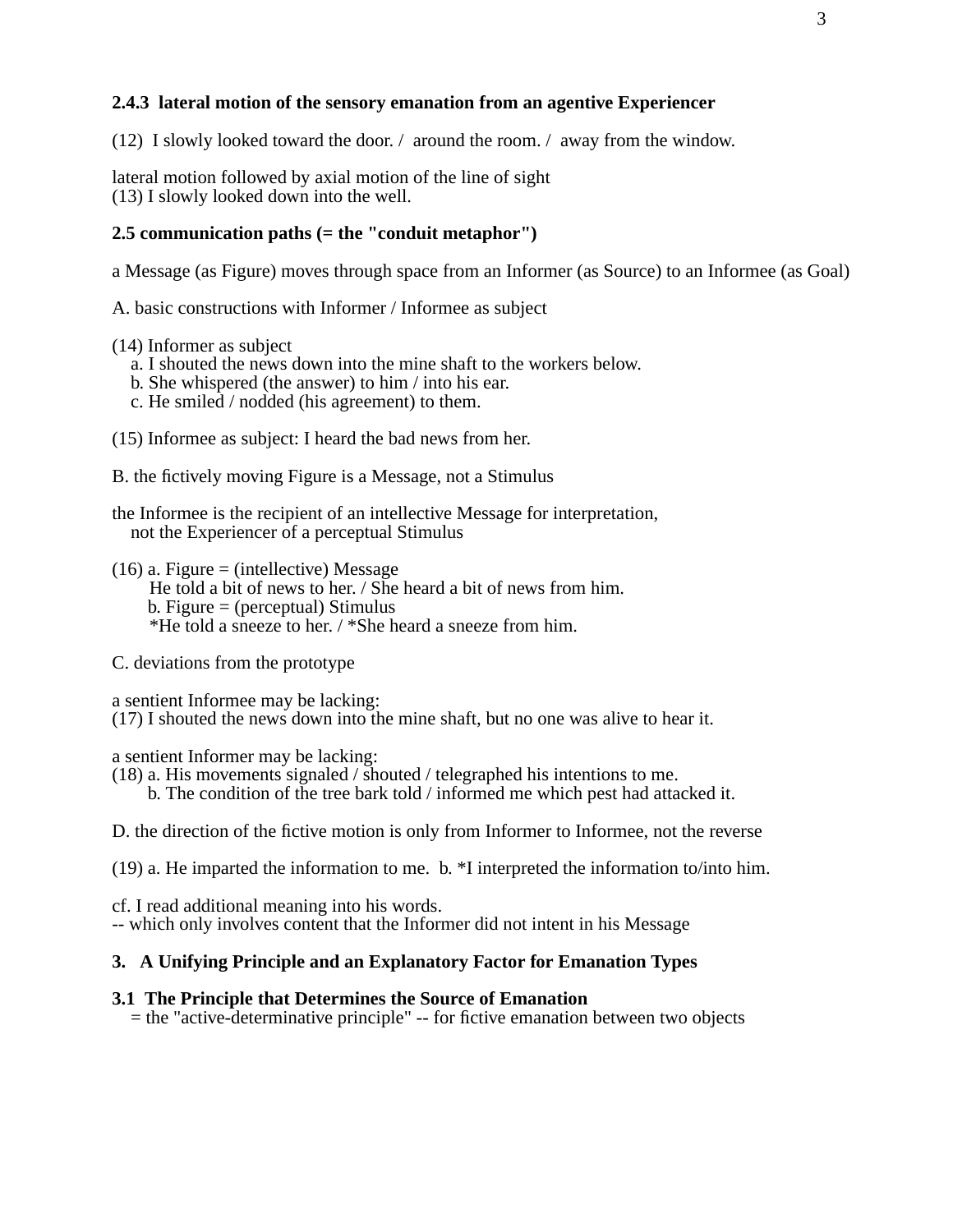### 2.4.3 lateral motion of the sensory emanation from an agentive Experiencer

(12) I slowly looked toward the door. / around the room. / away from the window.

lateral motion followed by axial motion of the line of sight
(13) I slowly looked down into the well.

### 2.5 communication paths (= the "conduit metaphor")

a Message (as Figure) moves through space from an Informer (as Source) to an Informee (as Goal)

A. basic constructions with Informer / Informee as subject

(14) Informer as subject
  a. I shouted the news down into the mine shaft to the workers below.
  b. She whispered (the answer) to him / into his ear.
  c. He smiled / nodded (his agreement) to them.

(15) Informee as subject: I heard the bad news from her.

B. the fictively moving Figure is a Message, not a Stimulus

the Informee is the recipient of an intellective Message for interpretation,
  not the Experiencer of a perceptual Stimulus

(16) a. Figure = (intellective) Message
    He told a bit of news to her. / She heard a bit of news from him.
  b. Figure = (perceptual) Stimulus
    *He told a sneeze to her. / *She heard a sneeze from him.

C. deviations from the prototype

a sentient Informee may be lacking:
(17) I shouted the news down into the mine shaft, but no one was alive to hear it.

a sentient Informer may be lacking:
(18) a. His movements signaled / shouted / telegraphed his intentions to me.
  b. The condition of the tree bark told / informed me which pest had attacked it.

D. the direction of the fictive motion is only from Informer to Informee, not the reverse

(19) a. He imparted the information to me. b. *I interpreted the information to/into him.

cf. I read additional meaning into his words.
-- which only involves content that the Informer did not intent in his Message

## 3. A Unifying Principle and an Explanatory Factor for Emanation Types

### 3.1 The Principle that Determines the Source of Emanation

  = the "active-determinative principle" -- for fictive emanation between two objects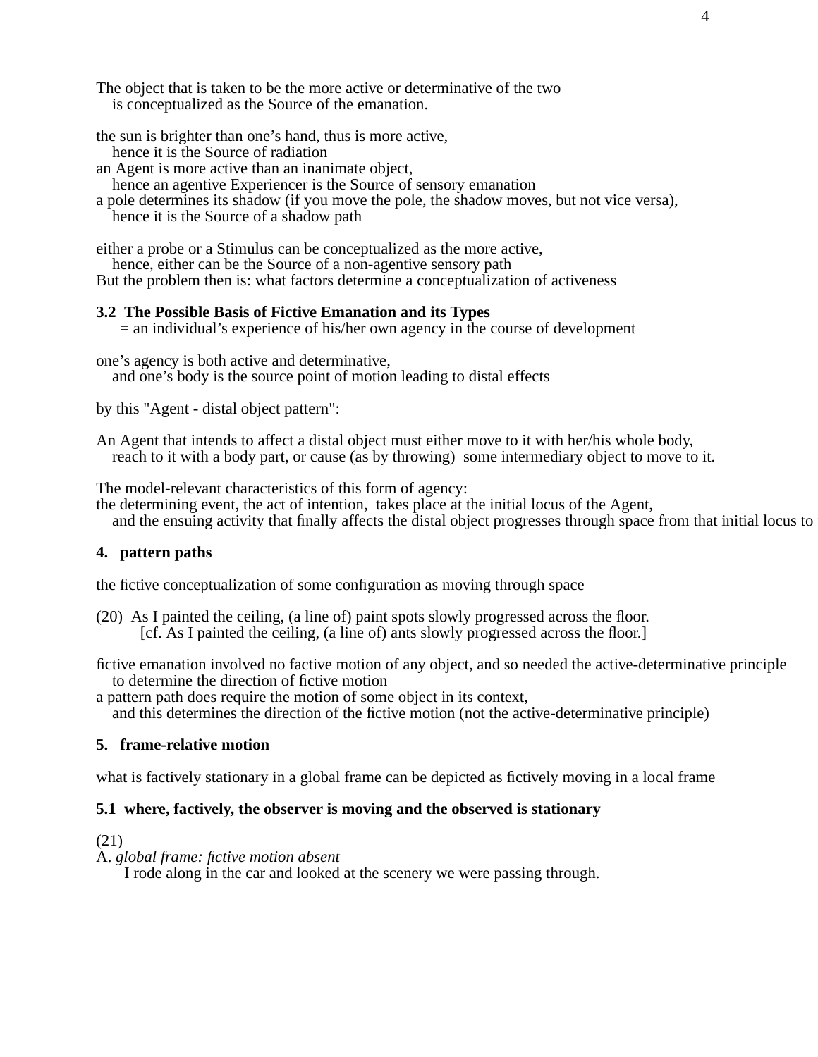The object that is taken to be the more active or determinative of the two
is conceptualized as the Source of the emanation.

the sun is brighter than one's hand, thus is more active,
hence it is the Source of radiation
an Agent is more active than an inanimate object,
hence an agentive Experiencer is the Source of sensory emanation
a pole determines its shadow (if you move the pole, the shadow moves, but not vice versa),
hence it is the Source of a shadow path

either a probe or a Stimulus can be conceptualized as the more active,
hence, either can be the Source of a non-agentive sensory path
But the problem then is: what factors determine a conceptualization of activeness

### 3.2 The Possible Basis of Fictive Emanation and its Types

= an individual's experience of his/her own agency in the course of development

one's agency is both active and determinative,
and one's body is the source point of motion leading to distal effects

by this "Agent - distal object pattern":

An Agent that intends to affect a distal object must either move to it with her/his whole body,
reach to it with a body part, or cause (as by throwing) some intermediary object to move to it.

The model-relevant characteristics of this form of agency:
the determining event, the act of intention, takes place at the initial locus of the Agent,
and the ensuing activity that finally affects the distal object progresses through space from that initial locus to

## 4. pattern paths

the fictive conceptualization of some configuration as moving through space

(20) As I painted the ceiling, (a line of) paint spots slowly progressed across the floor.
[cf. As I painted the ceiling, (a line of) ants slowly progressed across the floor.]

fictive emanation involved no factive motion of any object, and so needed the active-determinative principle
to determine the direction of fictive motion
a pattern path does require the motion of some object in its context,
and this determines the direction of the fictive motion (not the active-determinative principle)

## 5. frame-relative motion

what is factively stationary in a global frame can be depicted as fictively moving in a local frame

### 5.1 where, factively, the observer is moving and the observed is stationary

(21)
A. *global frame: fictive motion absent*
I rode along in the car and looked at the scenery we were passing through.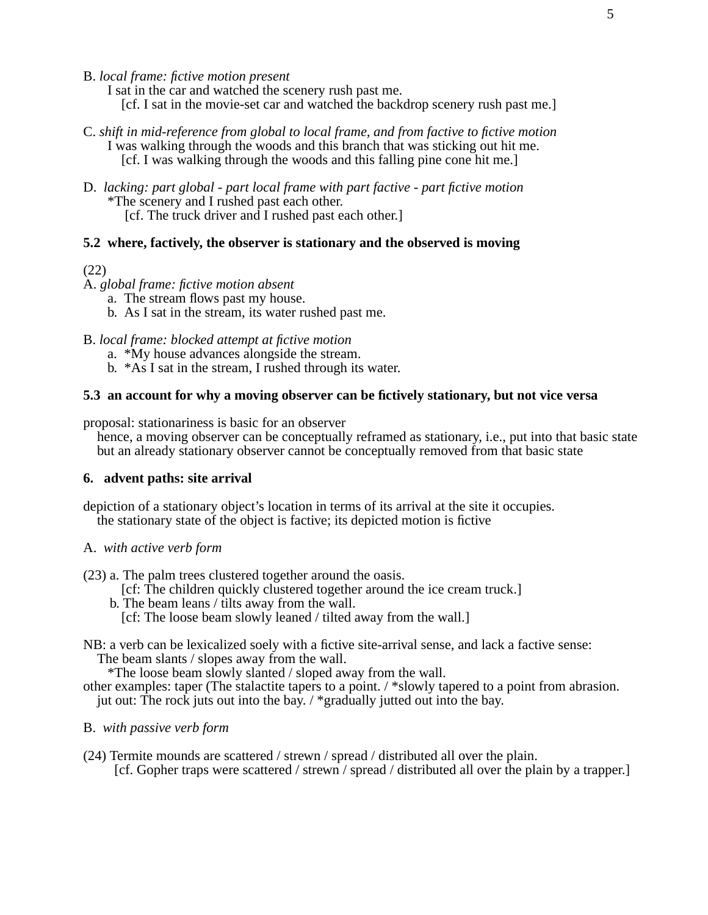B. *local frame: fictive motion present*

I sat in the car and watched the scenery rush past me.

[cf. I sat in the movie-set car and watched the backdrop scenery rush past me.]

C. *shift in mid-reference from global to local frame, and from factive to fictive motion*

I was walking through the woods and this branch that was sticking out hit me.

[cf. I was walking through the woods and this falling pine cone hit me.]

D. *lacking: part global - part local frame with part factive - part fictive motion*

*The scenery and I rushed past each other.

[cf. The truck driver and I rushed past each other.]

**5.2 where, factively, the observer is stationary and the observed is moving**

(22)

A. *global frame: fictive motion absent*

a. The stream flows past my house.

b. As I sat in the stream, its water rushed past me.

B. *local frame: blocked attempt at fictive motion*

a. *My house advances alongside the stream.

b. *As I sat in the stream, I rushed through its water.

**5.3 an account for why a moving observer can be fictively stationary, but not vice versa**

proposal: stationariness is basic for an observer

hence, a moving observer can be conceptually reframed as stationary, i.e., put into that basic state

but an already stationary observer cannot be conceptually removed from that basic state

**6. advent paths: site arrival**

depiction of a stationary object's location in terms of its arrival at the site it occupies.

the stationary state of the object is factive; its depicted motion is fictive

A. *with active verb form*

(23) a. The palm trees clustered together around the oasis.

[cf: The children quickly clustered together around the ice cream truck.]

b. The beam leans / tilts away from the wall.

[cf: The loose beam slowly leaned / tilted away from the wall.]

NB: a verb can be lexicalized soely with a fictive site-arrival sense, and lack a factive sense:

The beam slants / slopes away from the wall.

*The loose beam slowly slanted / sloped away from the wall.

other examples: taper (The stalactite tapers to a point. / *slowly tapered to a point from abrasion.

jut out: The rock juts out into the bay. / *gradually jutted out into the bay.

B. *with passive verb form*

(24) Termite mounds are scattered / strewn / spread / distributed all over the plain.

[cf. Gopher traps were scattered / strewn / spread / distributed all over the plain by a trapper.]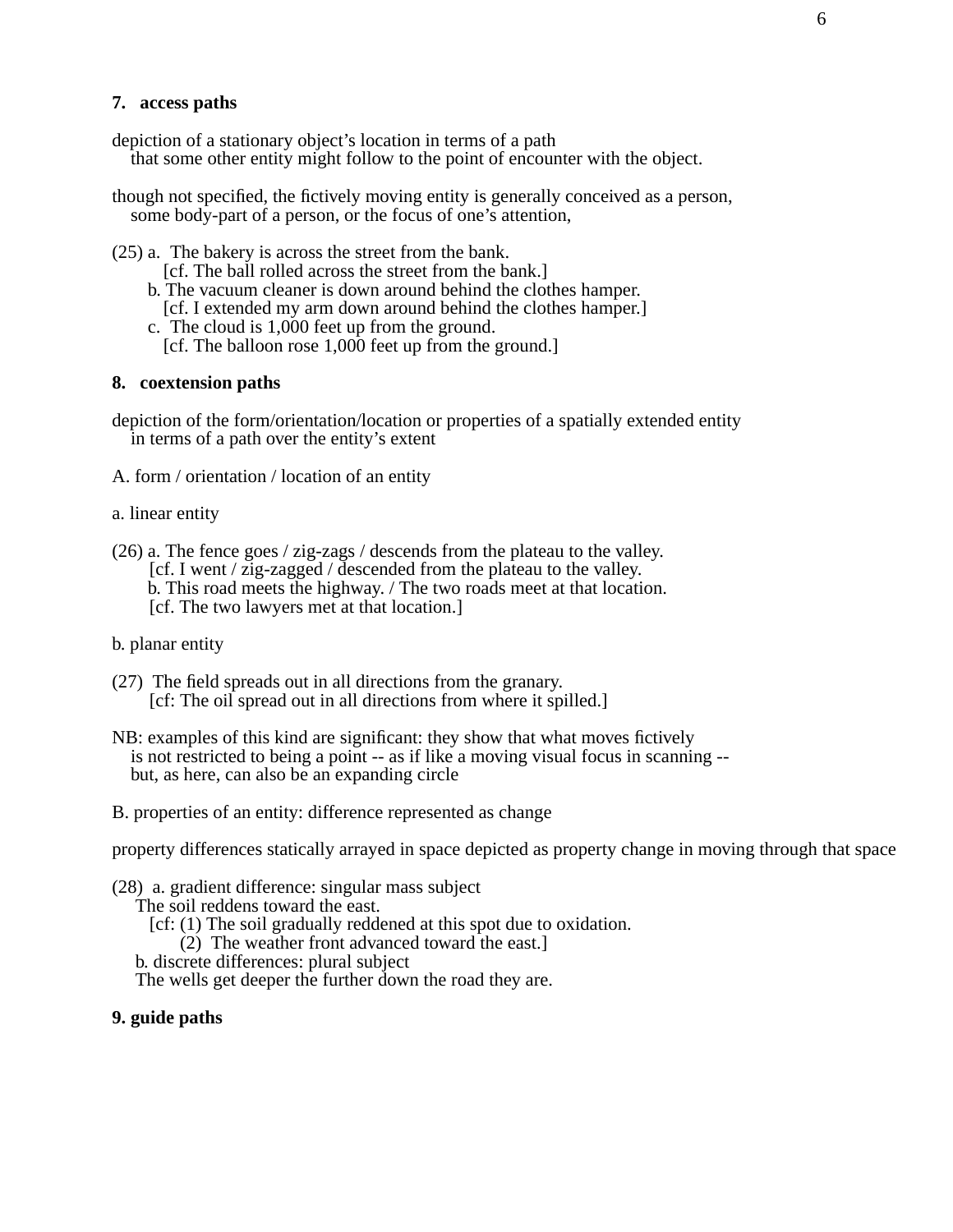**7. access paths**

depiction of a stationary object's location in terms of a path
that some other entity might follow to the point of encounter with the object.

though not specified, the fictively moving entity is generally conceived as a person,
some body-part of a person, or the focus of one's attention,

(25) a. The bakery is across the street from the bank.
[cf. The ball rolled across the street from the bank.]
b. The vacuum cleaner is down around behind the clothes hamper.
[cf. I extended my arm down around behind the clothes hamper.]
c. The cloud is 1,000 feet up from the ground.
[cf. The balloon rose 1,000 feet up from the ground.]

**8. coextension paths**

depiction of the form/orientation/location or properties of a spatially extended entity
in terms of a path over the entity's extent

A. form / orientation / location of an entity

a. linear entity

(26) a. The fence goes / zig-zags / descends from the plateau to the valley.
[cf. I went / zig-zagged / descended from the plateau to the valley.
b. This road meets the highway. / The two roads meet at that location.
[cf. The two lawyers met at that location.]

b. planar entity

(27) The field spreads out in all directions from the granary.
[cf: The oil spread out in all directions from where it spilled.]

NB: examples of this kind are significant: they show that what moves fictively
is not restricted to being a point -- as if like a moving visual focus in scanning --
but, as here, can also be an expanding circle

B. properties of an entity: difference represented as change

property differences statically arrayed in space depicted as property change in moving through that space

(28) a. gradient difference: singular mass subject
The soil reddens toward the east.
[cf: (1) The soil gradually reddened at this spot due to oxidation.
(2) The weather front advanced toward the east.]
b. discrete differences: plural subject
The wells get deeper the further down the road they are.

**9. guide paths**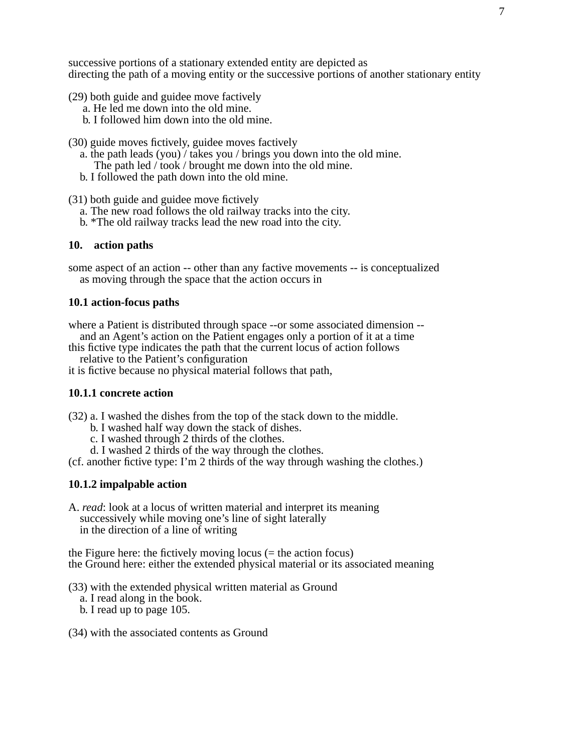successive portions of a stationary extended entity are depicted as
directing the path of a moving entity or the successive portions of another stationary entity

(29) both guide and guidee move factively
  a. He led me down into the old mine.
  b. I followed him down into the old mine.

(30) guide moves fictively, guidee moves factively
  a. the path leads (you) / takes you / brings you down into the old mine.
    The path led / took / brought me down into the old mine.
  b. I followed the path down into the old mine.

(31) both guide and guidee move fictively
  a. The new road follows the old railway tracks into the city.
  b. *The old railway tracks lead the new road into the city.

**10. action paths**

some aspect of an action -- other than any factive movements -- is conceptualized
  as moving through the space that the action occurs in

**10.1 action-focus paths**

where a Patient is distributed through space --or some associated dimension --
  and an Agent's action on the Patient engages only a portion of it at a time
this fictive type indicates the path that the current locus of action follows
  relative to the Patient's configuration
it is fictive because no physical material follows that path,

**10.1.1 concrete action**

(32) a. I washed the dishes from the top of the stack down to the middle.
  b. I washed half way down the stack of dishes.
  c. I washed through 2 thirds of the clothes.
  d. I washed 2 thirds of the way through the clothes.
(cf. another fictive type: I'm 2 thirds of the way through washing the clothes.)

**10.1.2 impalpable action**

A. *read*: look at a locus of written material and interpret its meaning
  successively while moving one's line of sight laterally
  in the direction of a line of writing

the Figure here: the fictively moving locus (= the action focus)
the Ground here: either the extended physical material or its associated meaning

(33) with the extended physical written material as Ground
  a. I read along in the book.
  b. I read up to page 105.

(34) with the associated contents as Ground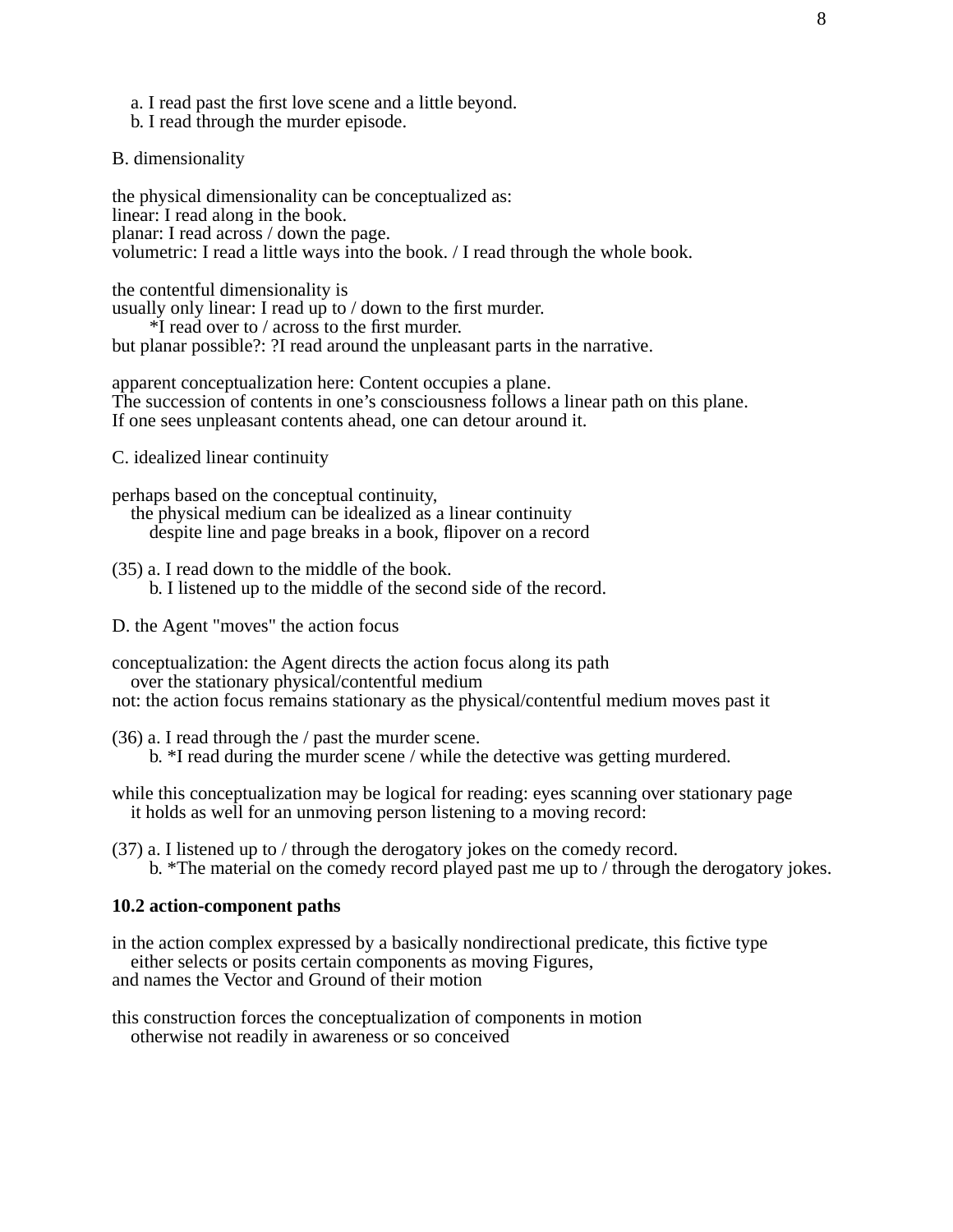a. I read past the first love scene and a little beyond.
b. I read through the murder episode.

B. dimensionality

the physical dimensionality can be conceptualized as:
linear: I read along in the book.
planar: I read across / down the page.
volumetric: I read a little ways into the book. / I read through the whole book.

the contentful dimensionality is
usually only linear: I read up to / down to the first murder.
*I read over to / across to the first murder.
but planar possible?: ?I read around the unpleasant parts in the narrative.

apparent conceptualization here: Content occupies a plane.
The succession of contents in one's consciousness follows a linear path on this plane.
If one sees unpleasant contents ahead, one can detour around it.

C. idealized linear continuity

perhaps based on the conceptual continuity,
the physical medium can be idealized as a linear continuity
despite line and page breaks in a book, flipover on a record

(35) a. I read down to the middle of the book.
b. I listened up to the middle of the second side of the record.

D. the Agent "moves" the action focus

conceptualization: the Agent directs the action focus along its path
over the stationary physical/contentful medium
not: the action focus remains stationary as the physical/contentful medium moves past it

(36) a. I read through the / past the murder scene.
b. *I read during the murder scene / while the detective was getting murdered.

while this conceptualization may be logical for reading: eyes scanning over stationary page
it holds as well for an unmoving person listening to a moving record:

(37) a. I listened up to / through the derogatory jokes on the comedy record.
b. *The material on the comedy record played past me up to / through the derogatory jokes.

**10.2 action-component paths**

in the action complex expressed by a basically nondirectional predicate, this fictive type
either selects or posits certain components as moving Figures,
and names the Vector and Ground of their motion

this construction forces the conceptualization of components in motion
otherwise not readily in awareness or so conceived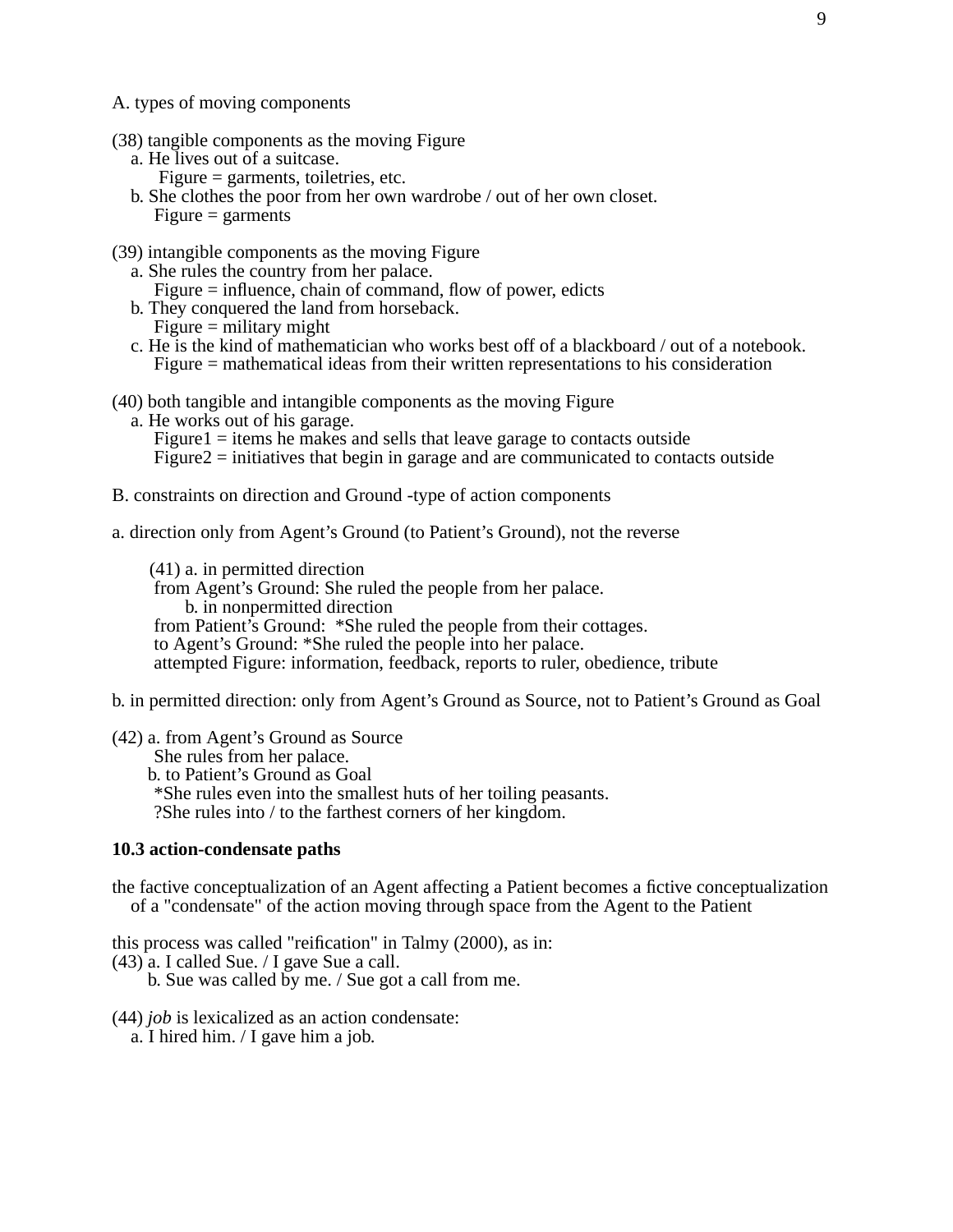A. types of moving components

(38) tangible components as the moving Figure
  a. He lives out of a suitcase.
    Figure = garments, toiletries, etc.
  b. She clothes the poor from her own wardrobe / out of her own closet.
    Figure = garments

(39) intangible components as the moving Figure
  a. She rules the country from her palace.
    Figure = influence, chain of command, flow of power, edicts
  b. They conquered the land from horseback.
    Figure = military might
  c. He is the kind of mathematician who works best off of a blackboard / out of a notebook.
    Figure = mathematical ideas from their written representations to his consideration

(40) both tangible and intangible components as the moving Figure
  a. He works out of his garage.
    Figure1 = items he makes and sells that leave garage to contacts outside
    Figure2 = initiatives that begin in garage and are communicated to contacts outside

B. constraints on direction and Ground -type of action components

a. direction only from Agent's Ground (to Patient's Ground), not the reverse

  (41) a. in permitted direction
    from Agent's Ground: She ruled the people from her palace.
   b. in nonpermitted direction
    from Patient's Ground: *She ruled the people from their cottages.
    to Agent's Ground: *She ruled the people into her palace.
    attempted Figure: information, feedback, reports to ruler, obedience, tribute

b. in permitted direction: only from Agent's Ground as Source, not to Patient's Ground as Goal

(42) a. from Agent's Ground as Source
    She rules from her palace.
   b. to Patient's Ground as Goal
    *She rules even into the smallest huts of her toiling peasants.
    ?She rules into / to the farthest corners of her kingdom.

**10.3 action-condensate paths**

the factive conceptualization of an Agent affecting a Patient becomes a fictive conceptualization of a "condensate" of the action moving through space from the Agent to the Patient

this process was called "reification" in Talmy (2000), as in:
(43) a. I called Sue. / I gave Sue a call.
   b. Sue was called by me. / Sue got a call from me.

(44) *job* is lexicalized as an action condensate:
  a. I hired him. / I gave him a job.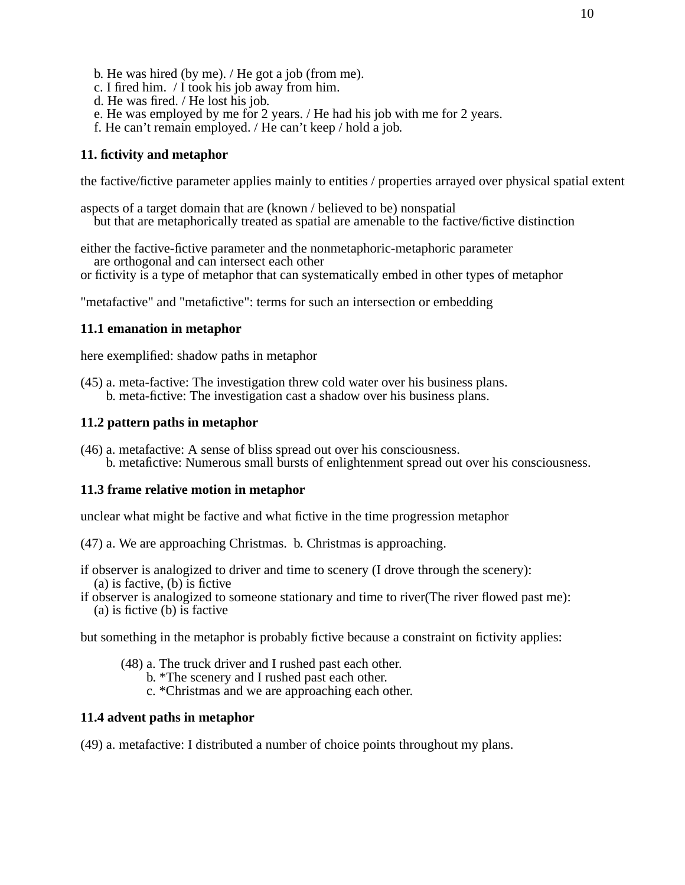b. He was hired (by me). / He got a job (from me).
c. I fired him. / I took his job away from him.
d. He was fired. / He lost his job.
e. He was employed by me for 2 years. / He had his job with me for 2 years.
f. He can't remain employed. / He can't keep / hold a job.

**11. fictivity and metaphor**

the factive/fictive parameter applies mainly to entities / properties arrayed over physical spatial extent

aspects of a target domain that are (known / believed to be) nonspatial
but that are metaphorically treated as spatial are amenable to the factive/fictive distinction

either the factive-fictive parameter and the nonmetaphoric-metaphoric parameter
are orthogonal and can intersect each other
or fictivity is a type of metaphor that can systematically embed in other types of metaphor

"metafactive" and "metafictive": terms for such an intersection or embedding

**11.1 emanation in metaphor**

here exemplified: shadow paths in metaphor

(45) a. meta-factive: The investigation threw cold water over his business plans.
b. meta-fictive: The investigation cast a shadow over his business plans.

**11.2 pattern paths in metaphor**

(46) a. metafactive: A sense of bliss spread out over his consciousness.
b. metafictive: Numerous small bursts of enlightenment spread out over his consciousness.

**11.3 frame relative motion in metaphor**

unclear what might be factive and what fictive in the time progression metaphor

(47) a. We are approaching Christmas. b. Christmas is approaching.

if observer is analogized to driver and time to scenery (I drove through the scenery):
(a) is factive, (b) is fictive
if observer is analogized to someone stationary and time to river(The river flowed past me):
(a) is fictive (b) is factive

but something in the metaphor is probably fictive because a constraint on fictivity applies:

(48) a. The truck driver and I rushed past each other.
b. *The scenery and I rushed past each other.
c. *Christmas and we are approaching each other.

**11.4 advent paths in metaphor**

(49) a. metafactive: I distributed a number of choice points throughout my plans.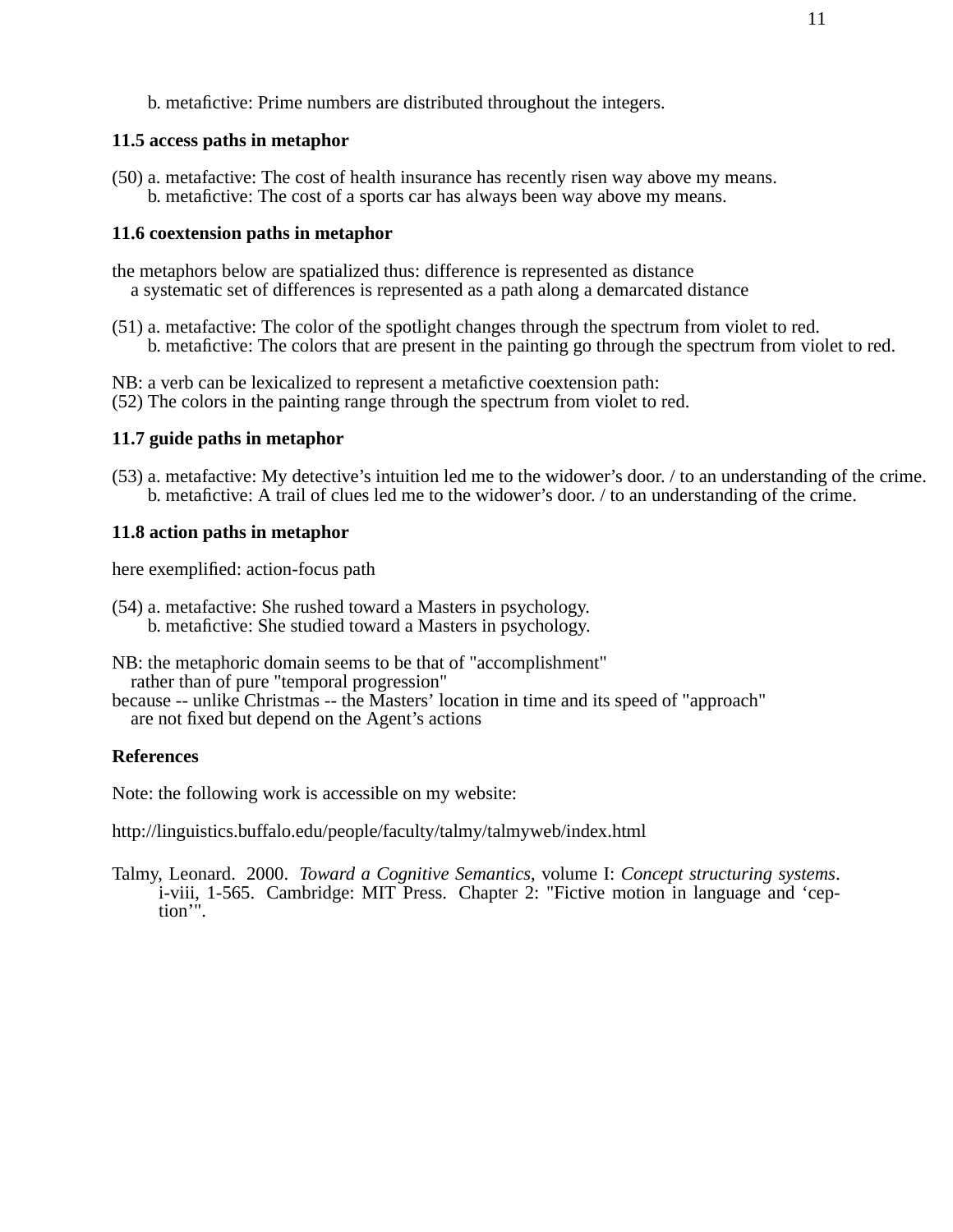b. metafictive: Prime numbers are distributed throughout the integers.

**11.5 access paths in metaphor**

(50) a. metafactive: The cost of health insurance has recently risen way above my means.
b. metafictive: The cost of a sports car has always been way above my means.

**11.6 coextension paths in metaphor**

the metaphors below are spatialized thus: difference is represented as distance
a systematic set of differences is represented as a path along a demarcated distance

(51) a. metafactive: The color of the spotlight changes through the spectrum from violet to red.
b. metafictive: The colors that are present in the painting go through the spectrum from violet to red.

NB: a verb can be lexicalized to represent a metafictive coextension path:
(52) The colors in the painting range through the spectrum from violet to red.

**11.7 guide paths in metaphor**

(53) a. metafactive: My detective's intuition led me to the widower's door. / to an understanding of the crime.
b. metafictive: A trail of clues led me to the widower's door. / to an understanding of the crime.

**11.8 action paths in metaphor**

here exemplified: action-focus path

(54) a. metafactive: She rushed toward a Masters in psychology.
b. metafictive: She studied toward a Masters in psychology.

NB: the metaphoric domain seems to be that of "accomplishment"
rather than of pure "temporal progression"
because -- unlike Christmas -- the Masters' location in time and its speed of "approach"
are not fixed but depend on the Agent's actions

**References**

Note: the following work is accessible on my website:

http://linguistics.buffalo.edu/people/faculty/talmy/talmyweb/index.html

Talmy, Leonard. 2000. *Toward a Cognitive Semantics*, volume I: *Concept structuring systems*. i-viii, 1-565. Cambridge: MIT Press. Chapter 2: "Fictive motion in language and 'ception'".